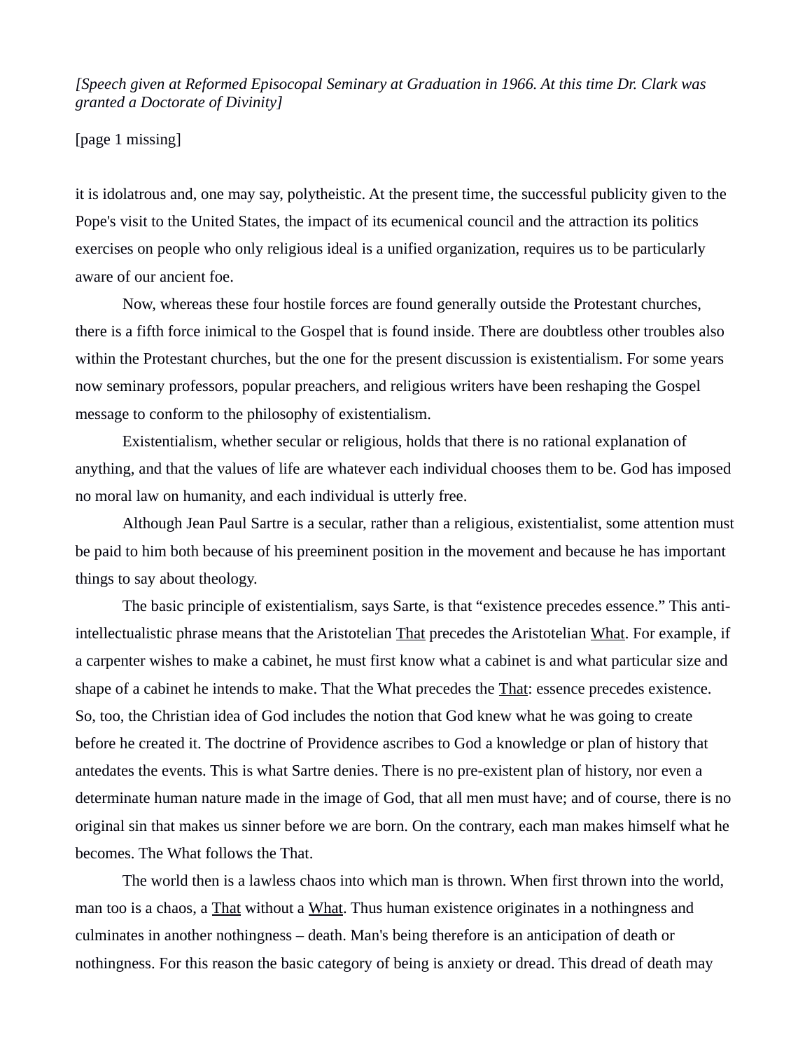*[Speech given at Reformed Episocopal Seminary at Graduation in 1966. At this time Dr. Clark was granted a Doctorate of Divinity]*

[page 1 missing]

it is idolatrous and, one may say, polytheistic. At the present time, the successful publicity given to the Pope's visit to the United States, the impact of its ecumenical council and the attraction its politics exercises on people who only religious ideal is a unified organization, requires us to be particularly aware of our ancient foe.

Now, whereas these four hostile forces are found generally outside the Protestant churches, there is a fifth force inimical to the Gospel that is found inside. There are doubtless other troubles also within the Protestant churches, but the one for the present discussion is existentialism. For some years now seminary professors, popular preachers, and religious writers have been reshaping the Gospel message to conform to the philosophy of existentialism.

Existentialism, whether secular or religious, holds that there is no rational explanation of anything, and that the values of life are whatever each individual chooses them to be. God has imposed no moral law on humanity, and each individual is utterly free.

Although Jean Paul Sartre is a secular, rather than a religious, existentialist, some attention must be paid to him both because of his preeminent position in the movement and because he has important things to say about theology.

The basic principle of existentialism, says Sarte, is that "existence precedes essence." This anti-intellectualistic phrase means that the Aristotelian <u>That</u> precedes the Aristotelian <u>What</u>. For example, if a carpenter wishes to make a cabinet, he must first know what a cabinet is and what particular size and shape of a cabinet he intends to make. That the What precedes the <u>That</u>: essence precedes existence. So, too, the Christian idea of God includes the notion that God knew what he was going to create before he created it. The doctrine of Providence ascribes to God a knowledge or plan of history that antedates the events. This is what Sartre denies. There is no pre-existent plan of history, nor even a determinate human nature made in the image of God, that all men must have; and of course, there is no original sin that makes us sinner before we are born. On the contrary, each man makes himself what he becomes. The What follows the That.

The world then is a lawless chaos into which man is thrown. When first thrown into the world, man too is a chaos, a <u>That</u> without a <u>What</u>. Thus human existence originates in a nothingness and culminates in another nothingness – death. Man's being therefore is an anticipation of death or nothingness. For this reason the basic category of being is anxiety or dread. This dread of death may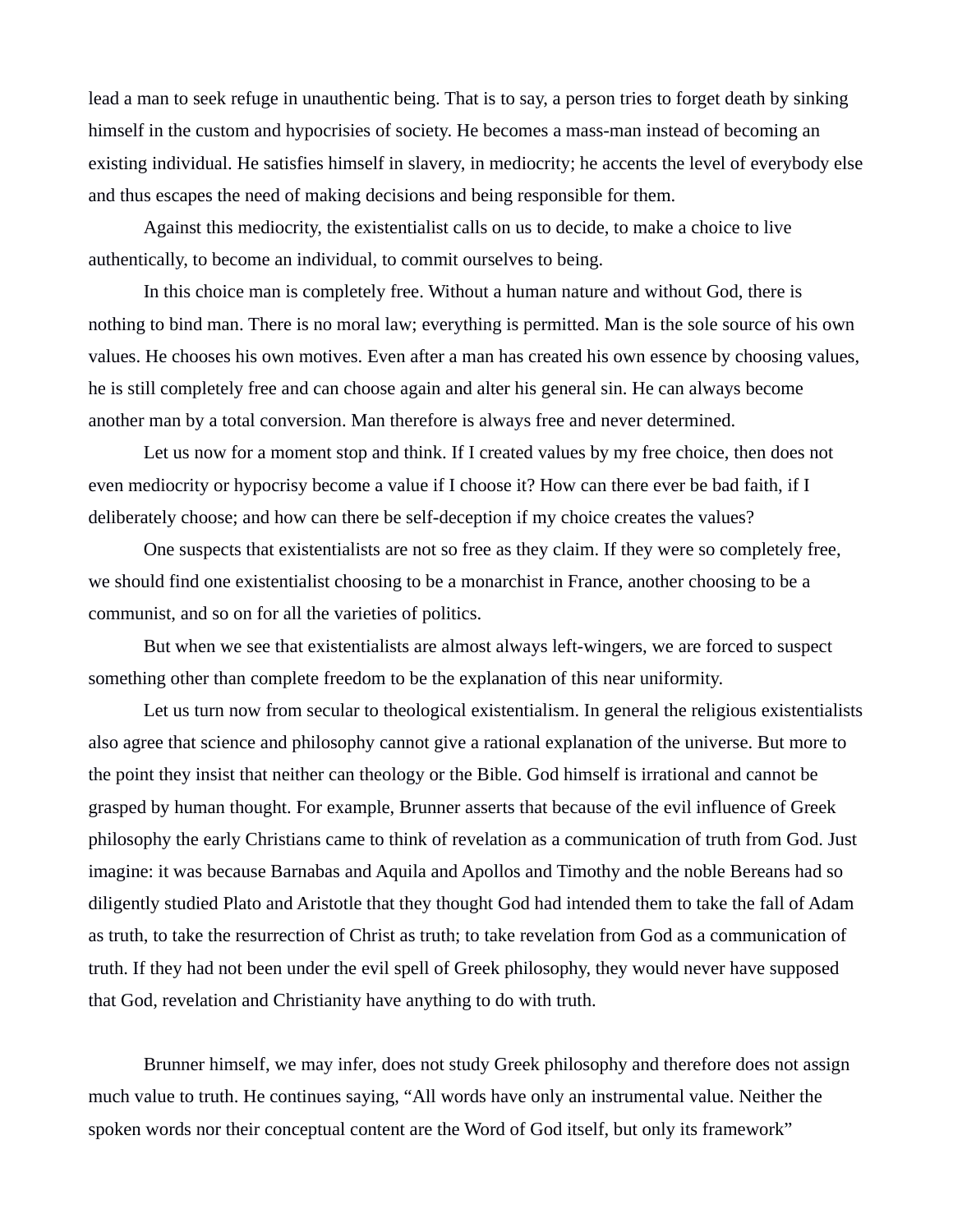lead a man to seek refuge in unauthentic being. That is to say, a person tries to forget death by sinking himself in the custom and hypocrisies of society. He becomes a mass-man instead of becoming an existing individual. He satisfies himself in slavery, in mediocrity; he accents the level of everybody else and thus escapes the need of making decisions and being responsible for them.

Against this mediocrity, the existentialist calls on us to decide, to make a choice to live authentically, to become an individual, to commit ourselves to being.

In this choice man is completely free. Without a human nature and without God, there is nothing to bind man. There is no moral law; everything is permitted. Man is the sole source of his own values. He chooses his own motives. Even after a man has created his own essence by choosing values, he is still completely free and can choose again and alter his general sin. He can always become another man by a total conversion. Man therefore is always free and never determined.

Let us now for a moment stop and think. If I created values by my free choice, then does not even mediocrity or hypocrisy become a value if I choose it? How can there ever be bad faith, if I deliberately choose; and how can there be self-deception if my choice creates the values?

One suspects that existentialists are not so free as they claim. If they were so completely free, we should find one existentialist choosing to be a monarchist in France, another choosing to be a communist, and so on for all the varieties of politics.

But when we see that existentialists are almost always left-wingers, we are forced to suspect something other than complete freedom to be the explanation of this near uniformity.

Let us turn now from secular to theological existentialism. In general the religious existentialists also agree that science and philosophy cannot give a rational explanation of the universe. But more to the point they insist that neither can theology or the Bible. God himself is irrational and cannot be grasped by human thought. For example, Brunner asserts that because of the evil influence of Greek philosophy the early Christians came to think of revelation as a communication of truth from God. Just imagine: it was because Barnabas and Aquila and Apollos and Timothy and the noble Bereans had so diligently studied Plato and Aristotle that they thought God had intended them to take the fall of Adam as truth, to take the resurrection of Christ as truth; to take revelation from God as a communication of truth. If they had not been under the evil spell of Greek philosophy, they would never have supposed that God, revelation and Christianity have anything to do with truth.

Brunner himself, we may infer, does not study Greek philosophy and therefore does not assign much value to truth. He continues saying, "All words have only an instrumental value. Neither the spoken words nor their conceptual content are the Word of God itself, but only its framework"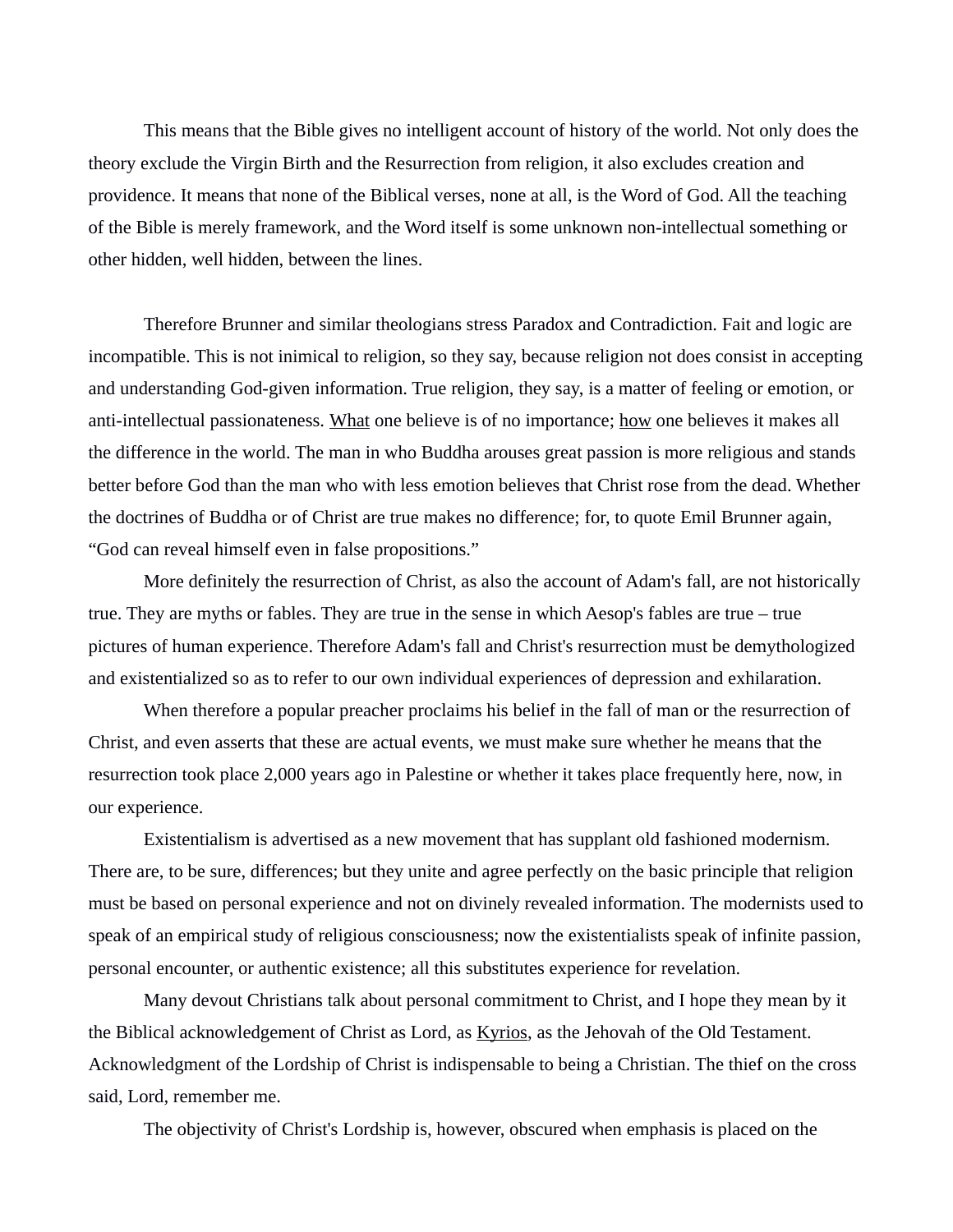This means that the Bible gives no intelligent account of history of the world. Not only does the theory exclude the Virgin Birth and the Resurrection from religion, it also excludes creation and providence. It means that none of the Biblical verses, none at all, is the Word of God. All the teaching of the Bible is merely framework, and the Word itself is some unknown non-intellectual something or other hidden, well hidden, between the lines.

Therefore Brunner and similar theologians stress Paradox and Contradiction. Fait and logic are incompatible. This is not inimical to religion, so they say, because religion not does consist in accepting and understanding God-given information. True religion, they say, is a matter of feeling or emotion, or anti-intellectual passionateness. <u>What</u> one believe is of no importance; <u>how</u> one believes it makes all the difference in the world. The man in who Buddha arouses great passion is more religious and stands better before God than the man who with less emotion believes that Christ rose from the dead. Whether the doctrines of Buddha or of Christ are true makes no difference; for, to quote Emil Brunner again, "God can reveal himself even in false propositions."

More definitely the resurrection of Christ, as also the account of Adam's fall, are not historically true. They are myths or fables. They are true in the sense in which Aesop's fables are true – true pictures of human experience. Therefore Adam's fall and Christ's resurrection must be demythologized and existentialized so as to refer to our own individual experiences of depression and exhilaration.

When therefore a popular preacher proclaims his belief in the fall of man or the resurrection of Christ, and even asserts that these are actual events, we must make sure whether he means that the resurrection took place 2,000 years ago in Palestine or whether it takes place frequently here, now, in our experience.

Existentialism is advertised as a new movement that has supplant old fashioned modernism. There are, to be sure, differences; but they unite and agree perfectly on the basic principle that religion must be based on personal experience and not on divinely revealed information. The modernists used to speak of an empirical study of religious consciousness; now the existentialists speak of infinite passion, personal encounter, or authentic existence; all this substitutes experience for revelation.

Many devout Christians talk about personal commitment to Christ, and I hope they mean by it the Biblical acknowledgement of Christ as Lord, as <u>Kyrios</u>, as the Jehovah of the Old Testament. Acknowledgment of the Lordship of Christ is indispensable to being a Christian. The thief on the cross said, Lord, remember me.

The objectivity of Christ's Lordship is, however, obscured when emphasis is placed on the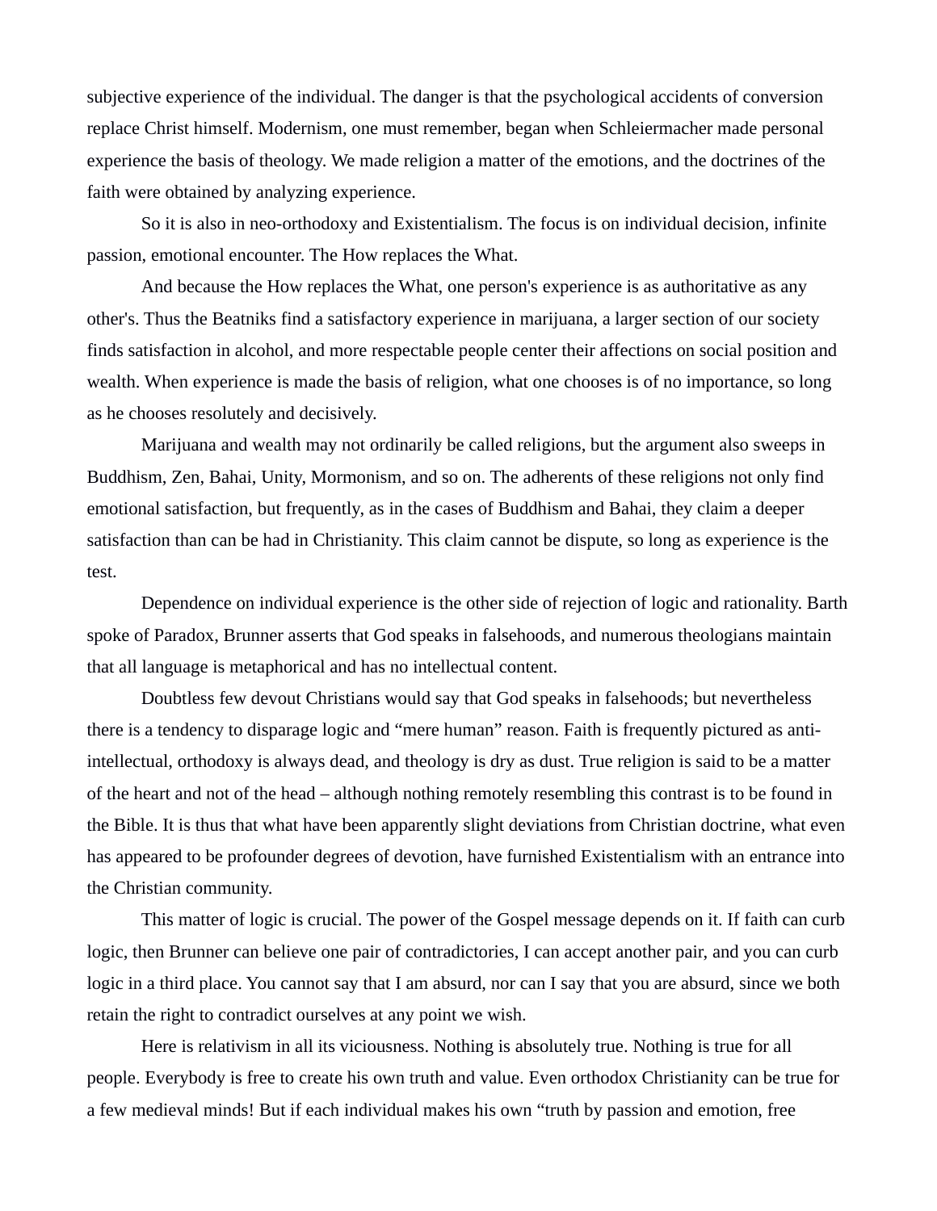subjective experience of the individual. The danger is that the psychological accidents of conversion replace Christ himself. Modernism, one must remember, began when Schleiermacher made personal experience the basis of theology. We made religion a matter of the emotions, and the doctrines of the faith were obtained by analyzing experience.

So it is also in neo-orthodoxy and Existentialism. The focus is on individual decision, infinite passion, emotional encounter. The How replaces the What.

And because the How replaces the What, one person's experience is as authoritative as any other's. Thus the Beatniks find a satisfactory experience in marijuana, a larger section of our society finds satisfaction in alcohol, and more respectable people center their affections on social position and wealth. When experience is made the basis of religion, what one chooses is of no importance, so long as he chooses resolutely and decisively.

Marijuana and wealth may not ordinarily be called religions, but the argument also sweeps in Buddhism, Zen, Bahai, Unity, Mormonism, and so on. The adherents of these religions not only find emotional satisfaction, but frequently, as in the cases of Buddhism and Bahai, they claim a deeper satisfaction than can be had in Christianity. This claim cannot be dispute, so long as experience is the test.

Dependence on individual experience is the other side of rejection of logic and rationality. Barth spoke of Paradox, Brunner asserts that God speaks in falsehoods, and numerous theologians maintain that all language is metaphorical and has no intellectual content.

Doubtless few devout Christians would say that God speaks in falsehoods; but nevertheless there is a tendency to disparage logic and "mere human" reason. Faith is frequently pictured as anti-intellectual, orthodoxy is always dead, and theology is dry as dust. True religion is said to be a matter of the heart and not of the head – although nothing remotely resembling this contrast is to be found in the Bible. It is thus that what have been apparently slight deviations from Christian doctrine, what even has appeared to be profounder degrees of devotion, have furnished Existentialism with an entrance into the Christian community.

This matter of logic is crucial. The power of the Gospel message depends on it. If faith can curb logic, then Brunner can believe one pair of contradictories, I can accept another pair, and you can curb logic in a third place. You cannot say that I am absurd, nor can I say that you are absurd, since we both retain the right to contradict ourselves at any point we wish.

Here is relativism in all its viciousness. Nothing is absolutely true. Nothing is true for all people. Everybody is free to create his own truth and value. Even orthodox Christianity can be true for a few medieval minds! But if each individual makes his own "truth by passion and emotion, free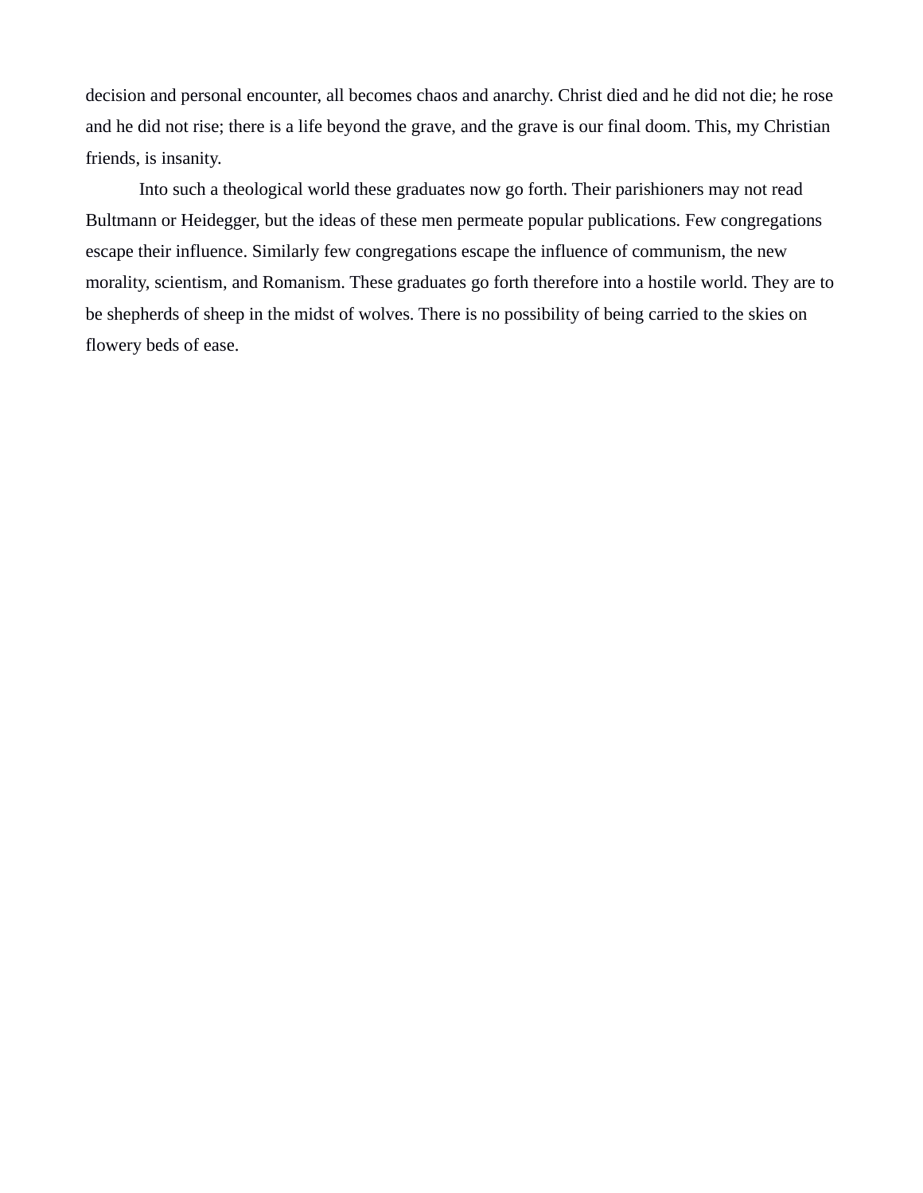decision and personal encounter, all becomes chaos and anarchy. Christ died and he did not die; he rose and he did not rise; there is a life beyond the grave, and the grave is our final doom. This, my Christian friends, is insanity.

Into such a theological world these graduates now go forth. Their parishioners may not read Bultmann or Heidegger, but the ideas of these men permeate popular publications. Few congregations escape their influence. Similarly few congregations escape the influence of communism, the new morality, scientism, and Romanism. These graduates go forth therefore into a hostile world. They are to be shepherds of sheep in the midst of wolves. There is no possibility of being carried to the skies on flowery beds of ease.